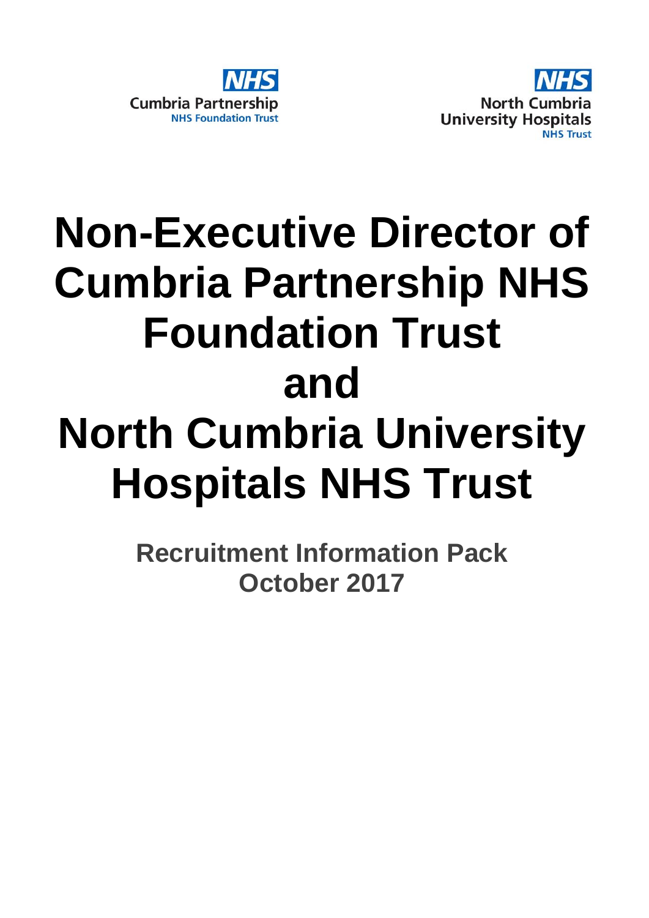NHS
Cumbria Partnership
NHS Foundation Trust

NHS
North Cumbria
University Hospitals
NHS Trust

# Non-Executive Director of Cumbria Partnership NHS Foundation Trust and North Cumbria University Hospitals NHS Trust

## Recruitment Information Pack
## October 2017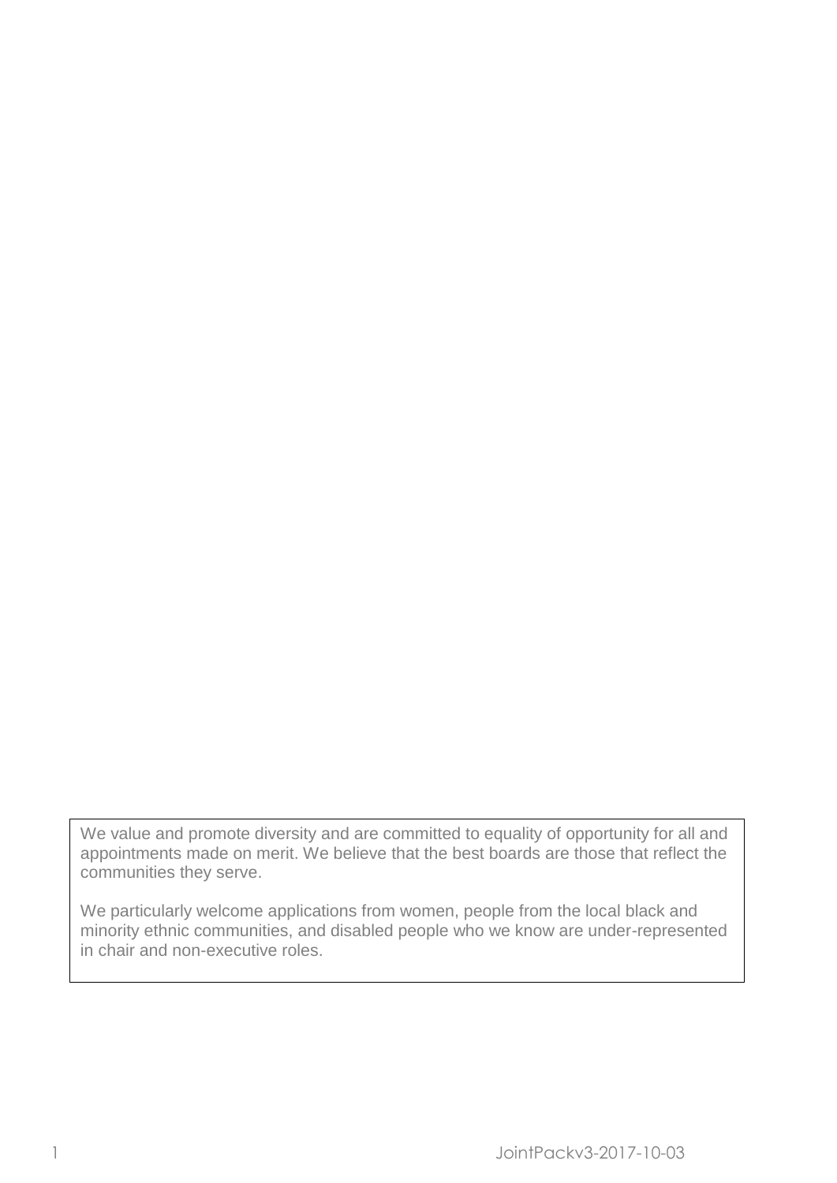We value and promote diversity and are committed to equality of opportunity for all and appointments made on merit. We believe that the best boards are those that reflect the communities they serve.

We particularly welcome applications from women, people from the local black and minority ethnic communities, and disabled people who we know are under-represented in chair and non-executive roles.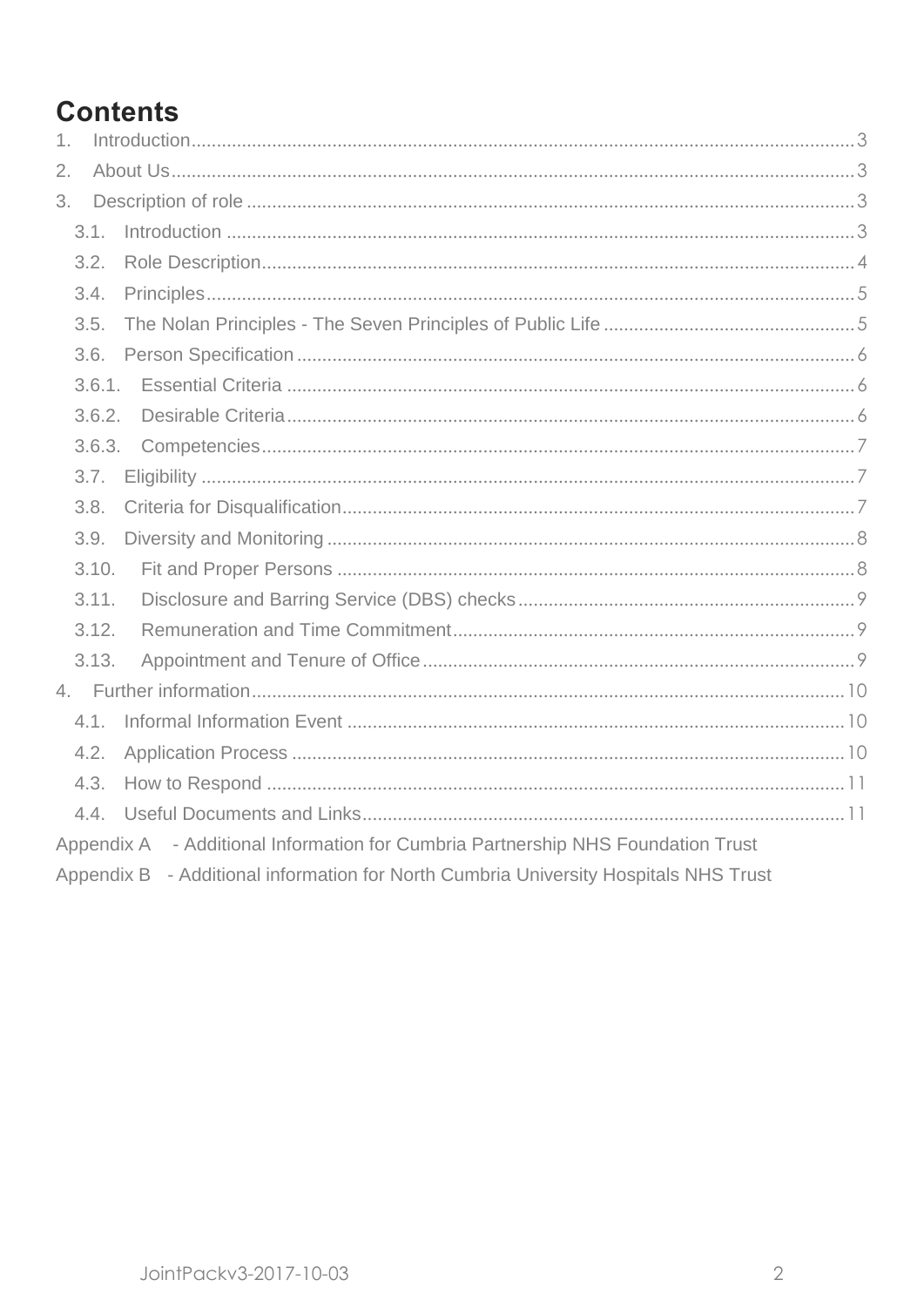# Contents

1. Introduction ... 3
2. About Us ... 3
3. Description of role ... 3
   - 3.1. Introduction ... 3
   - 3.2. Role Description ... 4
   - 3.4. Principles ... 5
   - 3.5. The Nolan Principles - The Seven Principles of Public Life ... 5
   - 3.6. Person Specification ... 6
     - 3.6.1. Essential Criteria ... 6
     - 3.6.2. Desirable Criteria ... 6
     - 3.6.3. Competencies ... 7
   - 3.7. Eligibility ... 7
   - 3.8. Criteria for Disqualification ... 7
   - 3.9. Diversity and Monitoring ... 8
   - 3.10. Fit and Proper Persons ... 8
   - 3.11. Disclosure and Barring Service (DBS) checks ... 9
   - 3.12. Remuneration and Time Commitment ... 9
   - 3.13. Appointment and Tenure of Office ... 9
4. Further information ... 10
   - 4.1. Informal Information Event ... 10
   - 4.2. Application Process ... 10
   - 4.3. How to Respond ... 11
   - 4.4. Useful Documents and Links ... 11

Appendix A - Additional Information for Cumbria Partnership NHS Foundation Trust

Appendix B - Additional information for North Cumbria University Hospitals NHS Trust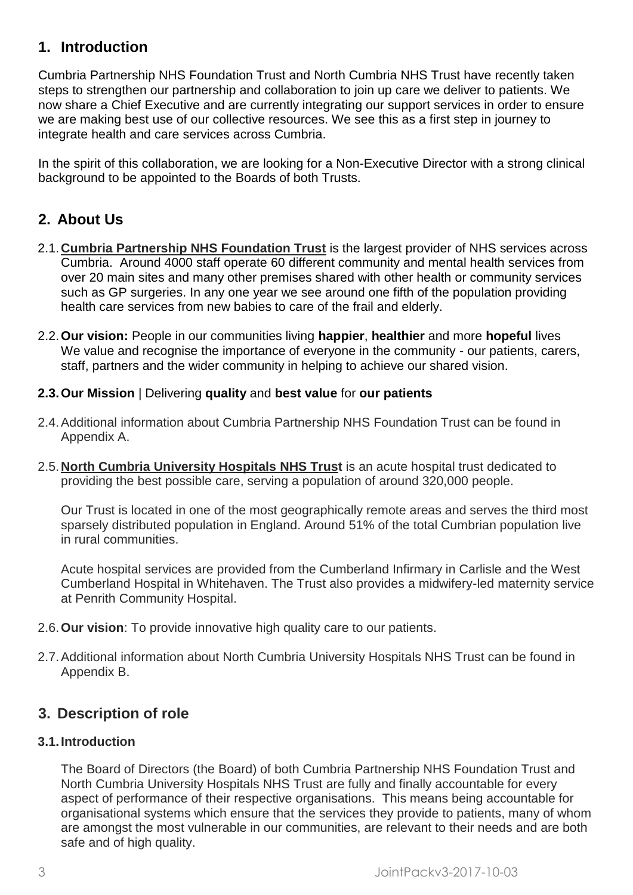## 1. Introduction

Cumbria Partnership NHS Foundation Trust and North Cumbria NHS Trust have recently taken steps to strengthen our partnership and collaboration to join up care we deliver to patients. We now share a Chief Executive and are currently integrating our support services in order to ensure we are making best use of our collective resources. We see this as a first step in journey to integrate health and care services across Cumbria.

In the spirit of this collaboration, we are looking for a Non-Executive Director with a strong clinical background to be appointed to the Boards of both Trusts.

## 2. About Us

2.1. **Cumbria Partnership NHS Foundation Trust** is the largest provider of NHS services across Cumbria. Around 4000 staff operate 60 different community and mental health services from over 20 main sites and many other premises shared with other health or community services such as GP surgeries. In any one year we see around one fifth of the population providing health care services from new babies to care of the frail and elderly.

2.2. **Our vision:** People in our communities living **happier**, **healthier** and more **hopeful** lives We value and recognise the importance of everyone in the community - our patients, carers, staff, partners and the wider community in helping to achieve our shared vision.

**2.3. Our Mission** | Delivering **quality** and **best value** for **our patients**

2.4. Additional information about Cumbria Partnership NHS Foundation Trust can be found in Appendix A.

2.5. **North Cumbria University Hospitals NHS Trust** is an acute hospital trust dedicated to providing the best possible care, serving a population of around 320,000 people.

Our Trust is located in one of the most geographically remote areas and serves the third most sparsely distributed population in England. Around 51% of the total Cumbrian population live in rural communities.

Acute hospital services are provided from the Cumberland Infirmary in Carlisle and the West Cumberland Hospital in Whitehaven. The Trust also provides a midwifery-led maternity service at Penrith Community Hospital.

2.6. **Our vision**: To provide innovative high quality care to our patients.

2.7. Additional information about North Cumbria University Hospitals NHS Trust can be found in Appendix B.

## 3. Description of role

### 3.1. Introduction

The Board of Directors (the Board) of both Cumbria Partnership NHS Foundation Trust and North Cumbria University Hospitals NHS Trust are fully and finally accountable for every aspect of performance of their respective organisations. This means being accountable for organisational systems which ensure that the services they provide to patients, many of whom are amongst the most vulnerable in our communities, are relevant to their needs and are both safe and of high quality.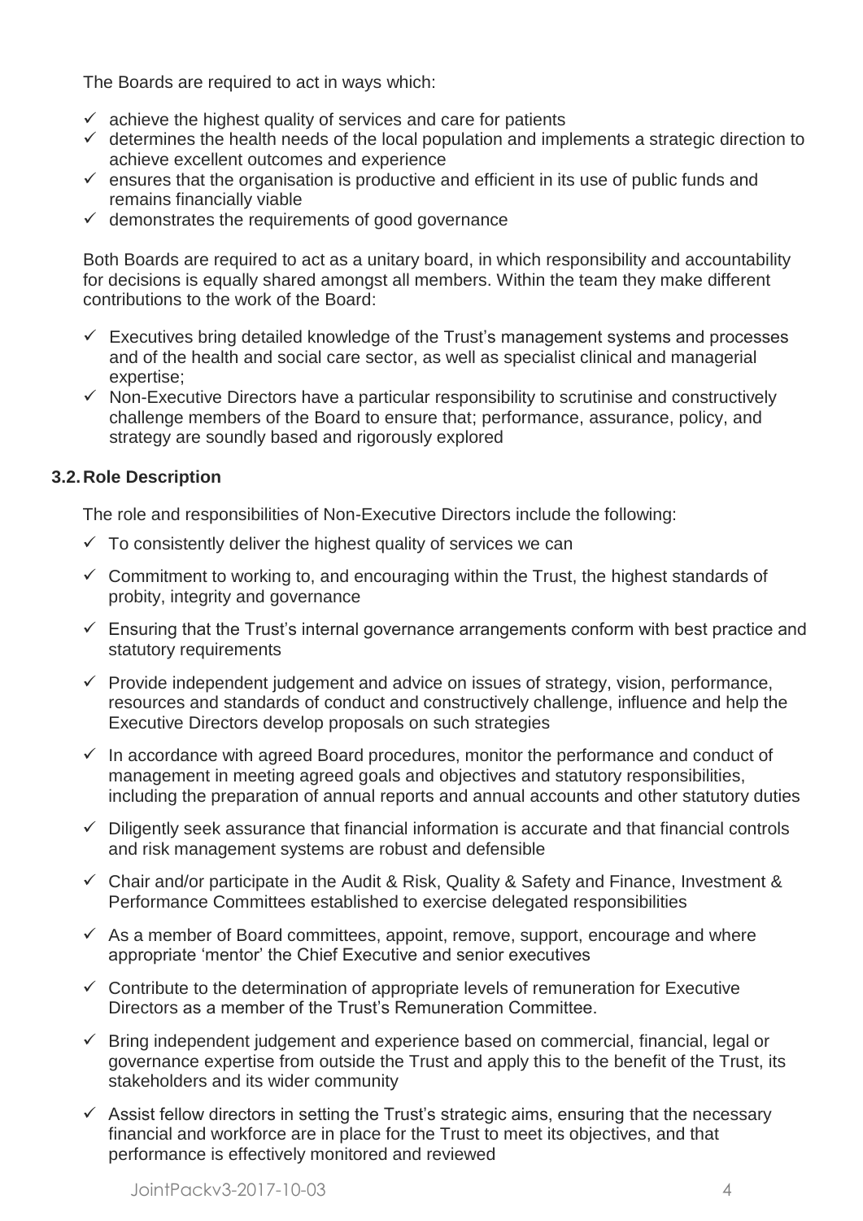The Boards are required to act in ways which:

- ✓ achieve the highest quality of services and care for patients
- ✓ determines the health needs of the local population and implements a strategic direction to achieve excellent outcomes and experience
- ✓ ensures that the organisation is productive and efficient in its use of public funds and remains financially viable
- ✓ demonstrates the requirements of good governance

Both Boards are required to act as a unitary board, in which responsibility and accountability for decisions is equally shared amongst all members. Within the team they make different contributions to the work of the Board:

- ✓ Executives bring detailed knowledge of the Trust's management systems and processes and of the health and social care sector, as well as specialist clinical and managerial expertise;
- ✓ Non-Executive Directors have a particular responsibility to scrutinise and constructively challenge members of the Board to ensure that; performance, assurance, policy, and strategy are soundly based and rigorously explored

### 3.2. Role Description

The role and responsibilities of Non-Executive Directors include the following:

- ✓ To consistently deliver the highest quality of services we can
- ✓ Commitment to working to, and encouraging within the Trust, the highest standards of probity, integrity and governance
- ✓ Ensuring that the Trust's internal governance arrangements conform with best practice and statutory requirements
- ✓ Provide independent judgement and advice on issues of strategy, vision, performance, resources and standards of conduct and constructively challenge, influence and help the Executive Directors develop proposals on such strategies
- ✓ In accordance with agreed Board procedures, monitor the performance and conduct of management in meeting agreed goals and objectives and statutory responsibilities, including the preparation of annual reports and annual accounts and other statutory duties
- ✓ Diligently seek assurance that financial information is accurate and that financial controls and risk management systems are robust and defensible
- ✓ Chair and/or participate in the Audit & Risk, Quality & Safety and Finance, Investment & Performance Committees established to exercise delegated responsibilities
- ✓ As a member of Board committees, appoint, remove, support, encourage and where appropriate 'mentor' the Chief Executive and senior executives
- ✓ Contribute to the determination of appropriate levels of remuneration for Executive Directors as a member of the Trust's Remuneration Committee.
- ✓ Bring independent judgement and experience based on commercial, financial, legal or governance expertise from outside the Trust and apply this to the benefit of the Trust, its stakeholders and its wider community
- ✓ Assist fellow directors in setting the Trust's strategic aims, ensuring that the necessary financial and workforce are in place for the Trust to meet its objectives, and that performance is effectively monitored and reviewed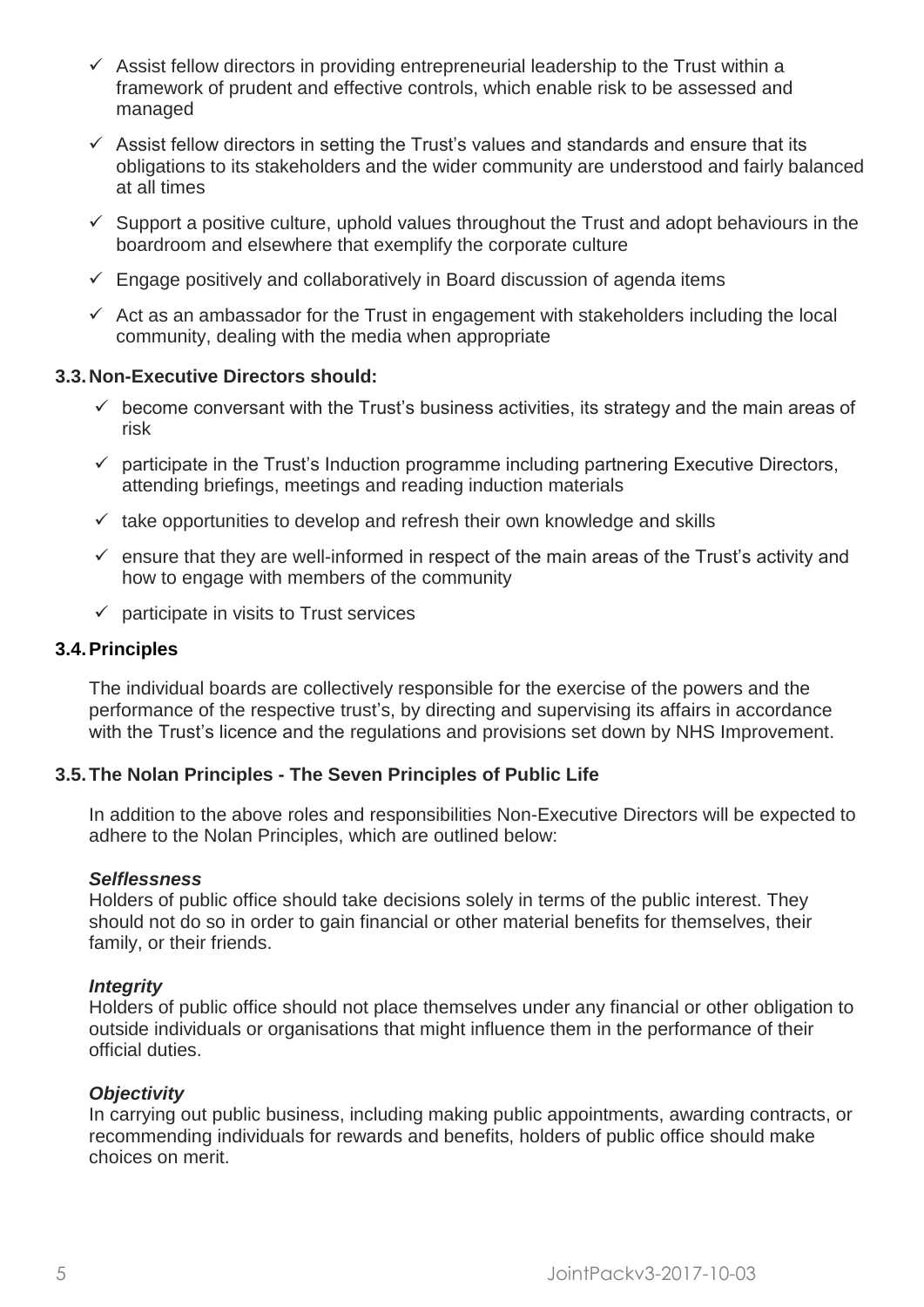- ✓ Assist fellow directors in providing entrepreneurial leadership to the Trust within a framework of prudent and effective controls, which enable risk to be assessed and managed
- ✓ Assist fellow directors in setting the Trust's values and standards and ensure that its obligations to its stakeholders and the wider community are understood and fairly balanced at all times
- ✓ Support a positive culture, uphold values throughout the Trust and adopt behaviours in the boardroom and elsewhere that exemplify the corporate culture
- ✓ Engage positively and collaboratively in Board discussion of agenda items
- ✓ Act as an ambassador for the Trust in engagement with stakeholders including the local community, dealing with the media when appropriate

### 3.3. Non-Executive Directors should:

- ✓ become conversant with the Trust's business activities, its strategy and the main areas of risk
- ✓ participate in the Trust's Induction programme including partnering Executive Directors, attending briefings, meetings and reading induction materials
- ✓ take opportunities to develop and refresh their own knowledge and skills
- ✓ ensure that they are well-informed in respect of the main areas of the Trust's activity and how to engage with members of the community
- ✓ participate in visits to Trust services

### 3.4. Principles

The individual boards are collectively responsible for the exercise of the powers and the performance of the respective trust's, by directing and supervising its affairs in accordance with the Trust's licence and the regulations and provisions set down by NHS Improvement.

### 3.5. The Nolan Principles - The Seven Principles of Public Life

In addition to the above roles and responsibilities Non-Executive Directors will be expected to adhere to the Nolan Principles, which are outlined below:

***Selflessness***
Holders of public office should take decisions solely in terms of the public interest. They should not do so in order to gain financial or other material benefits for themselves, their family, or their friends.

***Integrity***
Holders of public office should not place themselves under any financial or other obligation to outside individuals or organisations that might influence them in the performance of their official duties.

***Objectivity***
In carrying out public business, including making public appointments, awarding contracts, or recommending individuals for rewards and benefits, holders of public office should make choices on merit.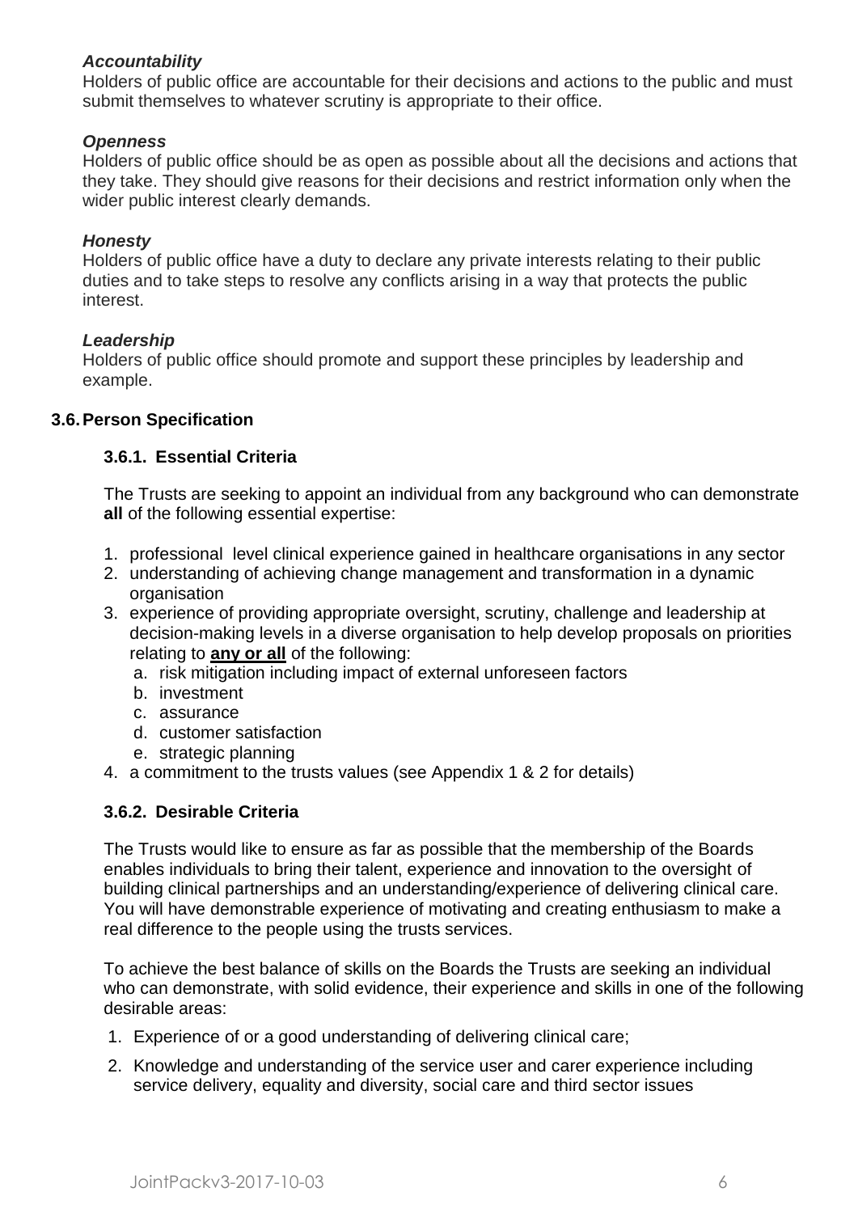***Accountability***

Holders of public office are accountable for their decisions and actions to the public and must submit themselves to whatever scrutiny is appropriate to their office.

***Openness***

Holders of public office should be as open as possible about all the decisions and actions that they take. They should give reasons for their decisions and restrict information only when the wider public interest clearly demands.

***Honesty***

Holders of public office have a duty to declare any private interests relating to their public duties and to take steps to resolve any conflicts arising in a way that protects the public interest.

***Leadership***

Holders of public office should promote and support these principles by leadership and example.

### 3.6. Person Specification

#### 3.6.1. Essential Criteria

The Trusts are seeking to appoint an individual from any background who can demonstrate **all** of the following essential expertise:

1. professional level clinical experience gained in healthcare organisations in any sector
2. understanding of achieving change management and transformation in a dynamic organisation
3. experience of providing appropriate oversight, scrutiny, challenge and leadership at decision-making levels in a diverse organisation to help develop proposals on priorities relating to **any or all** of the following:
   a. risk mitigation including impact of external unforeseen factors
   b. investment
   c. assurance
   d. customer satisfaction
   e. strategic planning
4. a commitment to the trusts values (see Appendix 1 & 2 for details)

#### 3.6.2. Desirable Criteria

The Trusts would like to ensure as far as possible that the membership of the Boards enables individuals to bring their talent, experience and innovation to the oversight of building clinical partnerships and an understanding/experience of delivering clinical care. You will have demonstrable experience of motivating and creating enthusiasm to make a real difference to the people using the trusts services.

To achieve the best balance of skills on the Boards the Trusts are seeking an individual who can demonstrate, with solid evidence, their experience and skills in one of the following desirable areas:

1. Experience of or a good understanding of delivering clinical care;
2. Knowledge and understanding of the service user and carer experience including service delivery, equality and diversity, social care and third sector issues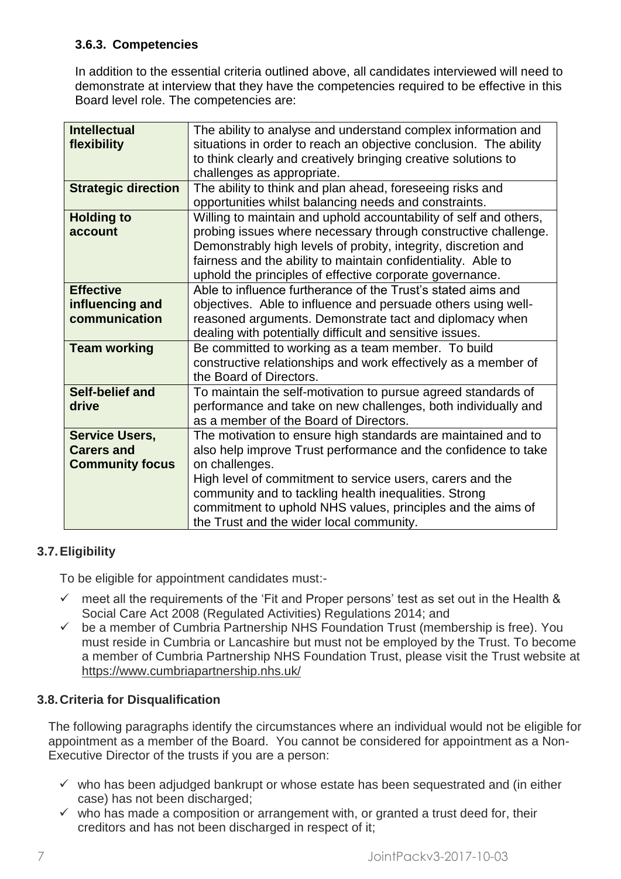### 3.6.3. Competencies

In addition to the essential criteria outlined above, all candidates interviewed will need to demonstrate at interview that they have the competencies required to be effective in this Board level role. The competencies are:

| | |
|---|---|
| **Intellectual flexibility** | The ability to analyse and understand complex information and situations in order to reach an objective conclusion. The ability to think clearly and creatively bringing creative solutions to challenges as appropriate. |
| **Strategic direction** | The ability to think and plan ahead, foreseeing risks and opportunities whilst balancing needs and constraints. |
| **Holding to account** | Willing to maintain and uphold accountability of self and others, probing issues where necessary through constructive challenge. Demonstrably high levels of probity, integrity, discretion and fairness and the ability to maintain confidentiality. Able to uphold the principles of effective corporate governance. |
| **Effective influencing and communication** | Able to influence furtherance of the Trust's stated aims and objectives. Able to influence and persuade others using well-reasoned arguments. Demonstrate tact and diplomacy when dealing with potentially difficult and sensitive issues. |
| **Team working** | Be committed to working as a team member. To build constructive relationships and work effectively as a member of the Board of Directors. |
| **Self-belief and drive** | To maintain the self-motivation to pursue agreed standards of performance and take on new challenges, both individually and as a member of the Board of Directors. |
| **Service Users, Carers and Community focus** | The motivation to ensure high standards are maintained and to also help improve Trust performance and the confidence to take on challenges. High level of commitment to service users, carers and the community and to tackling health inequalities. Strong commitment to uphold NHS values, principles and the aims of the Trust and the wider local community. |

## 3.7. Eligibility

To be eligible for appointment candidates must:-

- ✓ meet all the requirements of the 'Fit and Proper persons' test as set out in the Health & Social Care Act 2008 (Regulated Activities) Regulations 2014; and
- ✓ be a member of Cumbria Partnership NHS Foundation Trust (membership is free). You must reside in Cumbria or Lancashire but must not be employed by the Trust. To become a member of Cumbria Partnership NHS Foundation Trust, please visit the Trust website at https://www.cumbriapartnership.nhs.uk/

## 3.8. Criteria for Disqualification

The following paragraphs identify the circumstances where an individual would not be eligible for appointment as a member of the Board. You cannot be considered for appointment as a Non-Executive Director of the trusts if you are a person:

- ✓ who has been adjudged bankrupt or whose estate has been sequestrated and (in either case) has not been discharged;
- ✓ who has made a composition or arrangement with, or granted a trust deed for, their creditors and has not been discharged in respect of it;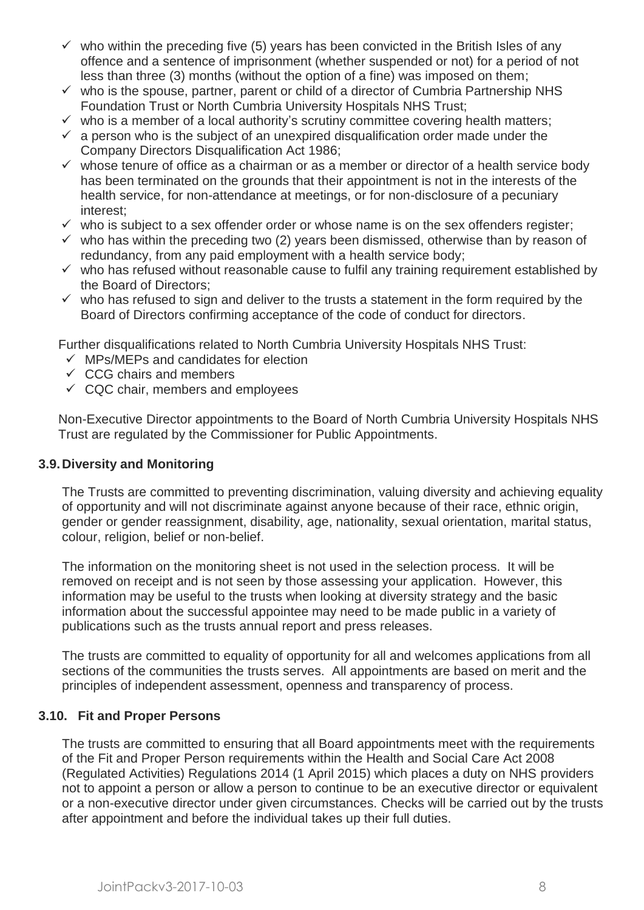- ✓ who within the preceding five (5) years has been convicted in the British Isles of any offence and a sentence of imprisonment (whether suspended or not) for a period of not less than three (3) months (without the option of a fine) was imposed on them;
- ✓ who is the spouse, partner, parent or child of a director of Cumbria Partnership NHS Foundation Trust or North Cumbria University Hospitals NHS Trust;
- ✓ who is a member of a local authority's scrutiny committee covering health matters;
- ✓ a person who is the subject of an unexpired disqualification order made under the Company Directors Disqualification Act 1986;
- ✓ whose tenure of office as a chairman or as a member or director of a health service body has been terminated on the grounds that their appointment is not in the interests of the health service, for non-attendance at meetings, or for non-disclosure of a pecuniary interest;
- ✓ who is subject to a sex offender order or whose name is on the sex offenders register;
- ✓ who has within the preceding two (2) years been dismissed, otherwise than by reason of redundancy, from any paid employment with a health service body;
- ✓ who has refused without reasonable cause to fulfil any training requirement established by the Board of Directors;
- ✓ who has refused to sign and deliver to the trusts a statement in the form required by the Board of Directors confirming acceptance of the code of conduct for directors.

Further disqualifications related to North Cumbria University Hospitals NHS Trust:

- ✓ MPs/MEPs and candidates for election
- ✓ CCG chairs and members
- ✓ CQC chair, members and employees

Non-Executive Director appointments to the Board of North Cumbria University Hospitals NHS Trust are regulated by the Commissioner for Public Appointments.

### 3.9. Diversity and Monitoring

The Trusts are committed to preventing discrimination, valuing diversity and achieving equality of opportunity and will not discriminate against anyone because of their race, ethnic origin, gender or gender reassignment, disability, age, nationality, sexual orientation, marital status, colour, religion, belief or non-belief.

The information on the monitoring sheet is not used in the selection process. It will be removed on receipt and is not seen by those assessing your application. However, this information may be useful to the trusts when looking at diversity strategy and the basic information about the successful appointee may need to be made public in a variety of publications such as the trusts annual report and press releases.

The trusts are committed to equality of opportunity for all and welcomes applications from all sections of the communities the trusts serves. All appointments are based on merit and the principles of independent assessment, openness and transparency of process.

### 3.10. Fit and Proper Persons

The trusts are committed to ensuring that all Board appointments meet with the requirements of the Fit and Proper Person requirements within the Health and Social Care Act 2008 (Regulated Activities) Regulations 2014 (1 April 2015) which places a duty on NHS providers not to appoint a person or allow a person to continue to be an executive director or equivalent or a non-executive director under given circumstances. Checks will be carried out by the trusts after appointment and before the individual takes up their full duties.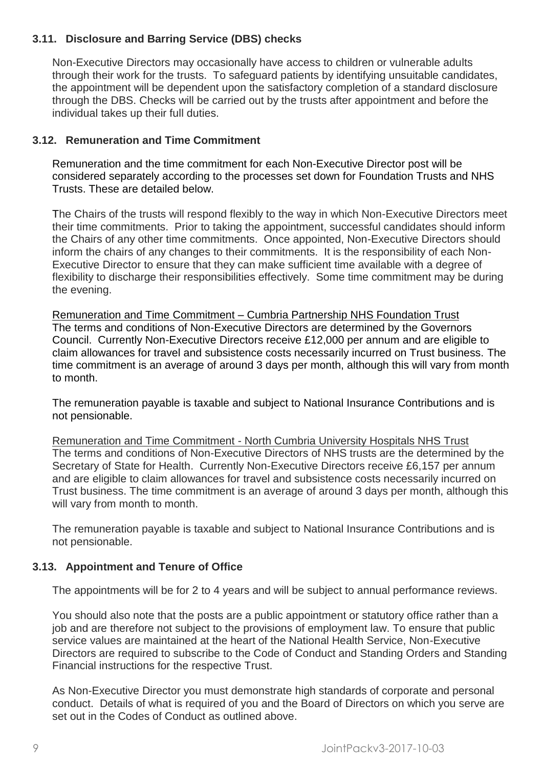### 3.11. Disclosure and Barring Service (DBS) checks

Non-Executive Directors may occasionally have access to children or vulnerable adults through their work for the trusts. To safeguard patients by identifying unsuitable candidates, the appointment will be dependent upon the satisfactory completion of a standard disclosure through the DBS. Checks will be carried out by the trusts after appointment and before the individual takes up their full duties.

### 3.12. Remuneration and Time Commitment

Remuneration and the time commitment for each Non-Executive Director post will be considered separately according to the processes set down for Foundation Trusts and NHS Trusts. These are detailed below.

The Chairs of the trusts will respond flexibly to the way in which Non-Executive Directors meet their time commitments. Prior to taking the appointment, successful candidates should inform the Chairs of any other time commitments. Once appointed, Non-Executive Directors should inform the chairs of any changes to their commitments. It is the responsibility of each Non-Executive Director to ensure that they can make sufficient time available with a degree of flexibility to discharge their responsibilities effectively. Some time commitment may be during the evening.

<u>Remuneration and Time Commitment – Cumbria Partnership NHS Foundation Trust</u>
The terms and conditions of Non-Executive Directors are determined by the Governors Council. Currently Non-Executive Directors receive £12,000 per annum and are eligible to claim allowances for travel and subsistence costs necessarily incurred on Trust business. The time commitment is an average of around 3 days per month, although this will vary from month to month.

The remuneration payable is taxable and subject to National Insurance Contributions and is not pensionable.

<u>Remuneration and Time Commitment - North Cumbria University Hospitals NHS Trust</u>
The terms and conditions of Non-Executive Directors of NHS trusts are the determined by the Secretary of State for Health. Currently Non-Executive Directors receive £6,157 per annum and are eligible to claim allowances for travel and subsistence costs necessarily incurred on Trust business. The time commitment is an average of around 3 days per month, although this will vary from month to month.

The remuneration payable is taxable and subject to National Insurance Contributions and is not pensionable.

### 3.13. Appointment and Tenure of Office

The appointments will be for 2 to 4 years and will be subject to annual performance reviews.

You should also note that the posts are a public appointment or statutory office rather than a job and are therefore not subject to the provisions of employment law. To ensure that public service values are maintained at the heart of the National Health Service, Non-Executive Directors are required to subscribe to the Code of Conduct and Standing Orders and Standing Financial instructions for the respective Trust.

As Non-Executive Director you must demonstrate high standards of corporate and personal conduct. Details of what is required of you and the Board of Directors on which you serve are set out in the Codes of Conduct as outlined above.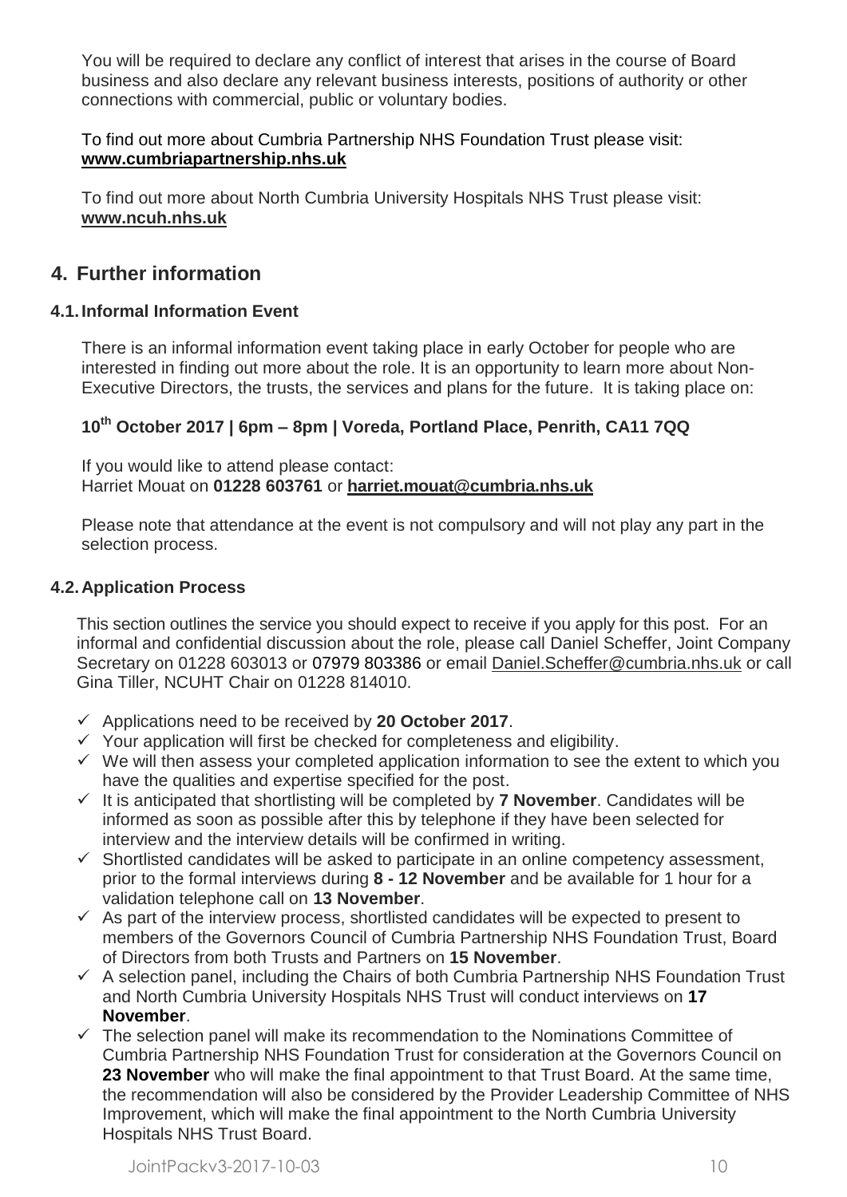You will be required to declare any conflict of interest that arises in the course of Board business and also declare any relevant business interests, positions of authority or other connections with commercial, public or voluntary bodies.

To find out more about Cumbria Partnership NHS Foundation Trust please visit: **www.cumbriapartnership.nhs.uk**

To find out more about North Cumbria University Hospitals NHS Trust please visit: **www.ncuh.nhs.uk**

## 4. Further information

### 4.1. Informal Information Event

There is an informal information event taking place in early October for people who are interested in finding out more about the role. It is an opportunity to learn more about Non-Executive Directors, the trusts, the services and plans for the future. It is taking place on:

**10th October 2017 | 6pm – 8pm | Voreda, Portland Place, Penrith, CA11 7QQ**

If you would like to attend please contact:
Harriet Mouat on **01228 603761** or **harriet.mouat@cumbria.nhs.uk**

Please note that attendance at the event is not compulsory and will not play any part in the selection process.

### 4.2. Application Process

This section outlines the service you should expect to receive if you apply for this post. For an informal and confidential discussion about the role, please call Daniel Scheffer, Joint Company Secretary on 01228 603013 or 07979 803386 or email Daniel.Scheffer@cumbria.nhs.uk or call Gina Tiller, NCUHT Chair on 01228 814010.

- ✓ Applications need to be received by **20 October 2017**.
- ✓ Your application will first be checked for completeness and eligibility.
- ✓ We will then assess your completed application information to see the extent to which you have the qualities and expertise specified for the post.
- ✓ It is anticipated that shortlisting will be completed by **7 November**. Candidates will be informed as soon as possible after this by telephone if they have been selected for interview and the interview details will be confirmed in writing.
- ✓ Shortlisted candidates will be asked to participate in an online competency assessment, prior to the formal interviews during **8 - 12 November** and be available for 1 hour for a validation telephone call on **13 November**.
- ✓ As part of the interview process, shortlisted candidates will be expected to present to members of the Governors Council of Cumbria Partnership NHS Foundation Trust, Board of Directors from both Trusts and Partners on **15 November**.
- ✓ A selection panel, including the Chairs of both Cumbria Partnership NHS Foundation Trust and North Cumbria University Hospitals NHS Trust will conduct interviews on **17 November**.
- ✓ The selection panel will make its recommendation to the Nominations Committee of Cumbria Partnership NHS Foundation Trust for consideration at the Governors Council on **23 November** who will make the final appointment to that Trust Board. At the same time, the recommendation will also be considered by the Provider Leadership Committee of NHS Improvement, which will make the final appointment to the North Cumbria University Hospitals NHS Trust Board.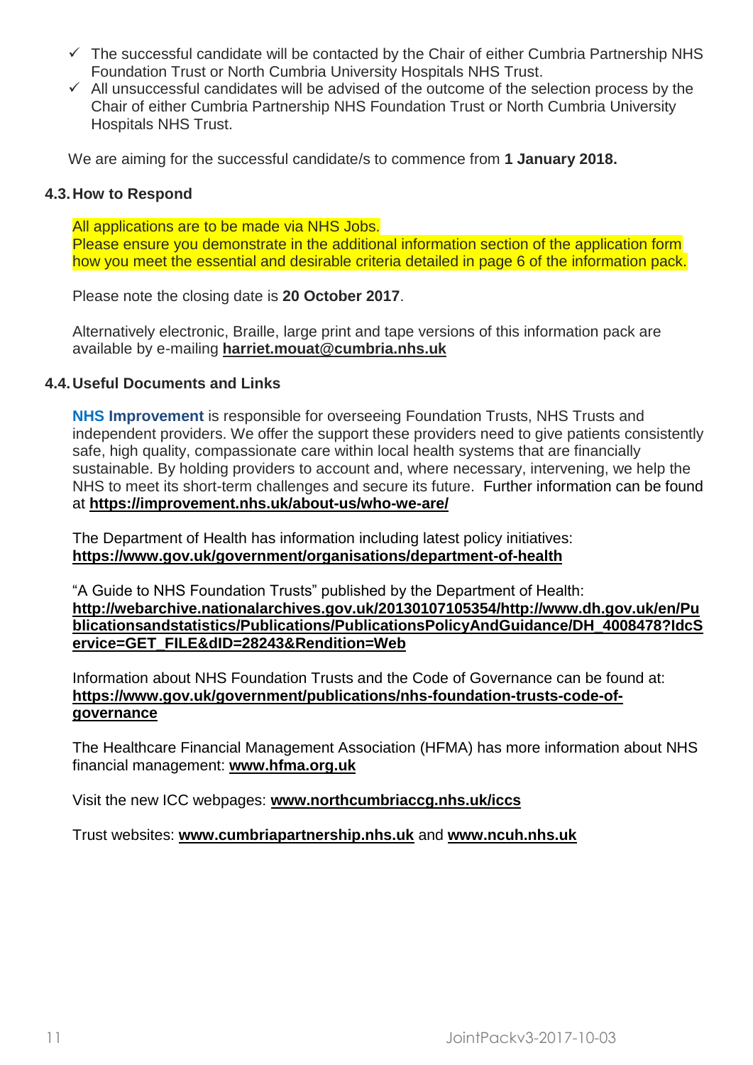- ✓ The successful candidate will be contacted by the Chair of either Cumbria Partnership NHS Foundation Trust or North Cumbria University Hospitals NHS Trust.
- ✓ All unsuccessful candidates will be advised of the outcome of the selection process by the Chair of either Cumbria Partnership NHS Foundation Trust or North Cumbria University Hospitals NHS Trust.

We are aiming for the successful candidate/s to commence from **1 January 2018.**

### 4.3. How to Respond

All applications are to be made via NHS Jobs.
Please ensure you demonstrate in the additional information section of the application form how you meet the essential and desirable criteria detailed in page 6 of the information pack.

Please note the closing date is **20 October 2017**.

Alternatively electronic, Braille, large print and tape versions of this information pack are available by e-mailing **harriet.mouat@cumbria.nhs.uk**

### 4.4. Useful Documents and Links

**NHS Improvement** is responsible for overseeing Foundation Trusts, NHS Trusts and independent providers. We offer the support these providers need to give patients consistently safe, high quality, compassionate care within local health systems that are financially sustainable. By holding providers to account and, where necessary, intervening, we help the NHS to meet its short-term challenges and secure its future. Further information can be found at **https://improvement.nhs.uk/about-us/who-we-are/**

The Department of Health has information including latest policy initiatives: **https://www.gov.uk/government/organisations/department-of-health**

"A Guide to NHS Foundation Trusts" published by the Department of Health: **http://webarchive.nationalarchives.gov.uk/20130107105354/http://www.dh.gov.uk/en/Publicationsandstatistics/Publications/PublicationsPolicyAndGuidance/DH_4008478?IdcService=GET_FILE&dID=28243&Rendition=Web**

Information about NHS Foundation Trusts and the Code of Governance can be found at: **https://www.gov.uk/government/publications/nhs-foundation-trusts-code-of-governance**

The Healthcare Financial Management Association (HFMA) has more information about NHS financial management: **www.hfma.org.uk**

Visit the new ICC webpages: **www.northcumbriaccg.nhs.uk/iccs**

Trust websites: **www.cumbriapartnership.nhs.uk** and **www.ncuh.nhs.uk**